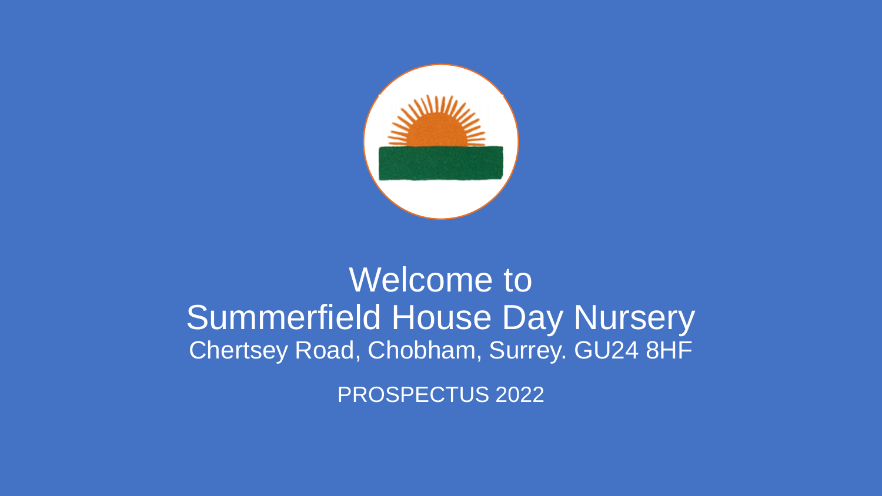# Welcome to Summerfield House Day Nursery

Chertsey Road, Chobham, Surrey. GU24 8HF

PROSPECTUS 2022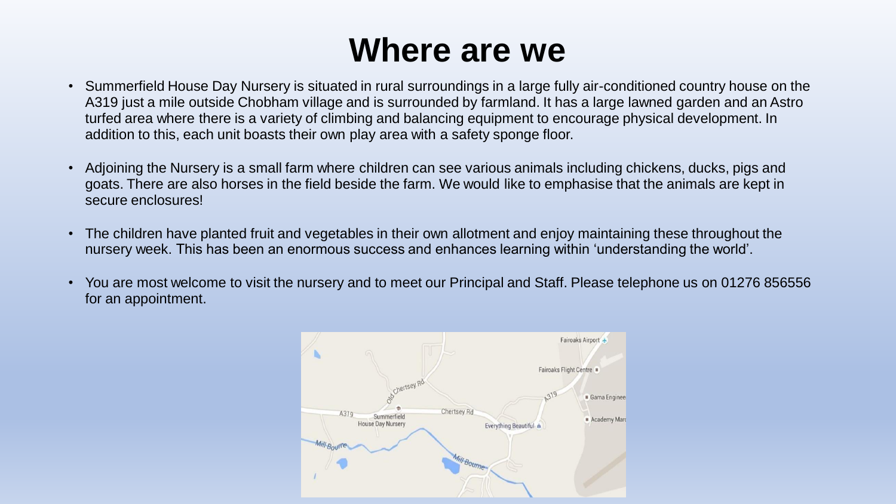# Where are we

- Summerfield House Day Nursery is situated in rural surroundings in a large fully air-conditioned country house on the A319 just a mile outside Chobham village and is surrounded by farmland. It has a large lawned garden and an Astro turfed area where there is a variety of climbing and balancing equipment to encourage physical development. In addition to this, each unit boasts their own play area with a safety sponge floor.
- Adjoining the Nursery is a small farm where children can see various animals including chickens, ducks, pigs and goats. There are also horses in the field beside the farm. We would like to emphasise that the animals are kept in secure enclosures!
- The children have planted fruit and vegetables in their own allotment and enjoy maintaining these throughout the nursery week. This has been an enormous success and enhances learning within 'understanding the world'.
- You are most welcome to visit the nursery and to meet our Principal and Staff. Please telephone us on 01276 856556 for an appointment.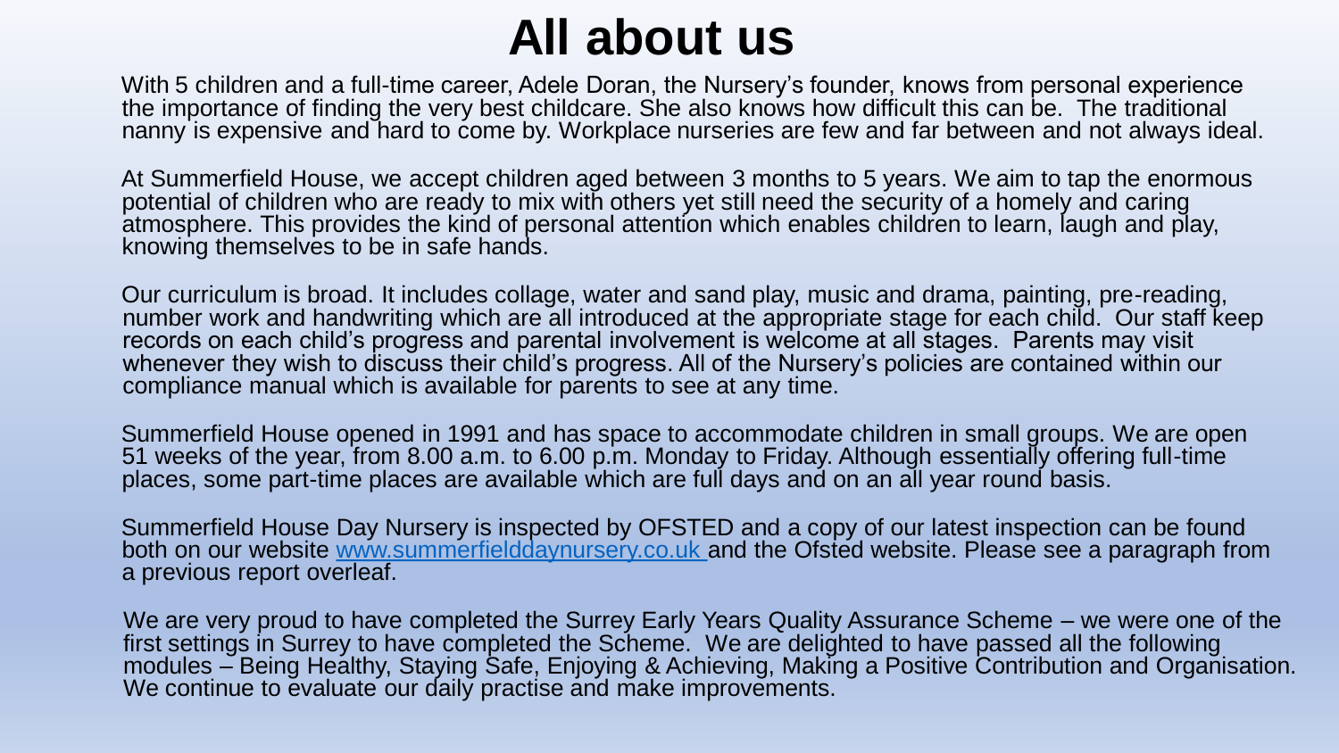# All about us

With 5 children and a full-time career, Adele Doran, the Nursery's founder, knows from personal experience the importance of finding the very best childcare. She also knows how difficult this can be. The traditional nanny is expensive and hard to come by. Workplace nurseries are few and far between and not always ideal.

At Summerfield House, we accept children aged between 3 months to 5 years. We aim to tap the enormous potential of children who are ready to mix with others yet still need the security of a homely and caring atmosphere. This provides the kind of personal attention which enables children to learn, laugh and play, knowing themselves to be in safe hands.

Our curriculum is broad. It includes collage, water and sand play, music and drama, painting, pre-reading, number work and handwriting which are all introduced at the appropriate stage for each child. Our staff keep records on each child's progress and parental involvement is welcome at all stages. Parents may visit whenever they wish to discuss their child's progress. All of the Nursery's policies are contained within our compliance manual which is available for parents to see at any time.

Summerfield House opened in 1991 and has space to accommodate children in small groups. We are open 51 weeks of the year, from 8.00 a.m. to 6.00 p.m. Monday to Friday. Although essentially offering full-time places, some part-time places are available which are full days and on an all year round basis.

Summerfield House Day Nursery is inspected by OFSTED and a copy of our latest inspection can be found both on our website [www.summerfielddaynursery.co.uk](http://www.summerfielddaynursery.co.uk) and the Ofsted website. Please see a paragraph from a previous report overleaf.

We are very proud to have completed the Surrey Early Years Quality Assurance Scheme – we were one of the first settings in Surrey to have completed the Scheme. We are delighted to have passed all the following modules – Being Healthy, Staying Safe, Enjoying & Achieving, Making a Positive Contribution and Organisation. We continue to evaluate our daily practise and make improvements.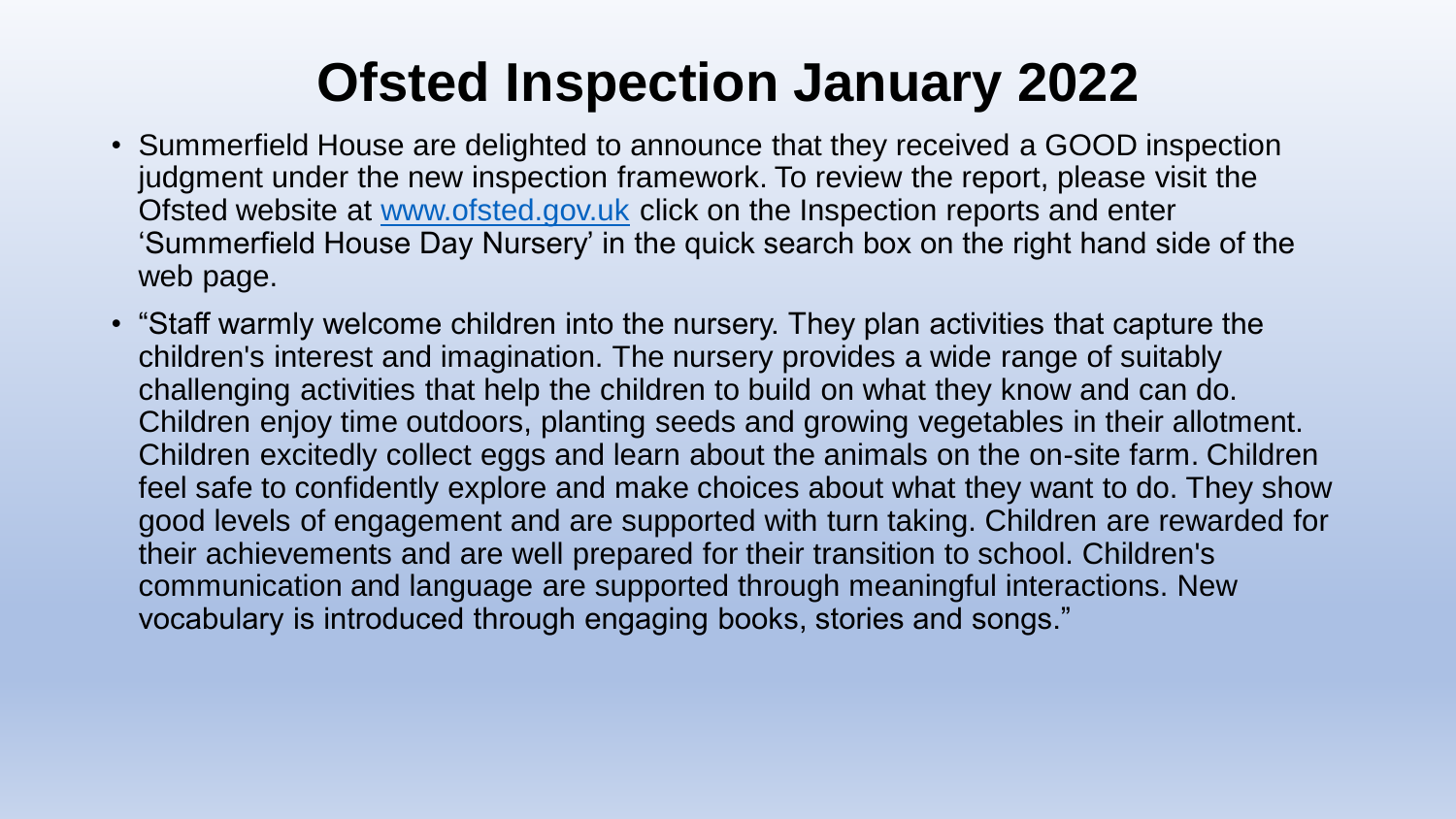# Ofsted Inspection January 2022

- Summerfield House are delighted to announce that they received a GOOD inspection judgment under the new inspection framework. To review the report, please visit the Ofsted website at [www.ofsted.gov.uk](http://www.ofsted.gov.uk) click on the Inspection reports and enter 'Summerfield House Day Nursery' in the quick search box on the right hand side of the web page.
- "Staff warmly welcome children into the nursery. They plan activities that capture the children's interest and imagination. The nursery provides a wide range of suitably challenging activities that help the children to build on what they know and can do. Children enjoy time outdoors, planting seeds and growing vegetables in their allotment. Children excitedly collect eggs and learn about the animals on the on-site farm. Children feel safe to confidently explore and make choices about what they want to do. They show good levels of engagement and are supported with turn taking. Children are rewarded for their achievements and are well prepared for their transition to school. Children's communication and language are supported through meaningful interactions. New vocabulary is introduced through engaging books, stories and songs."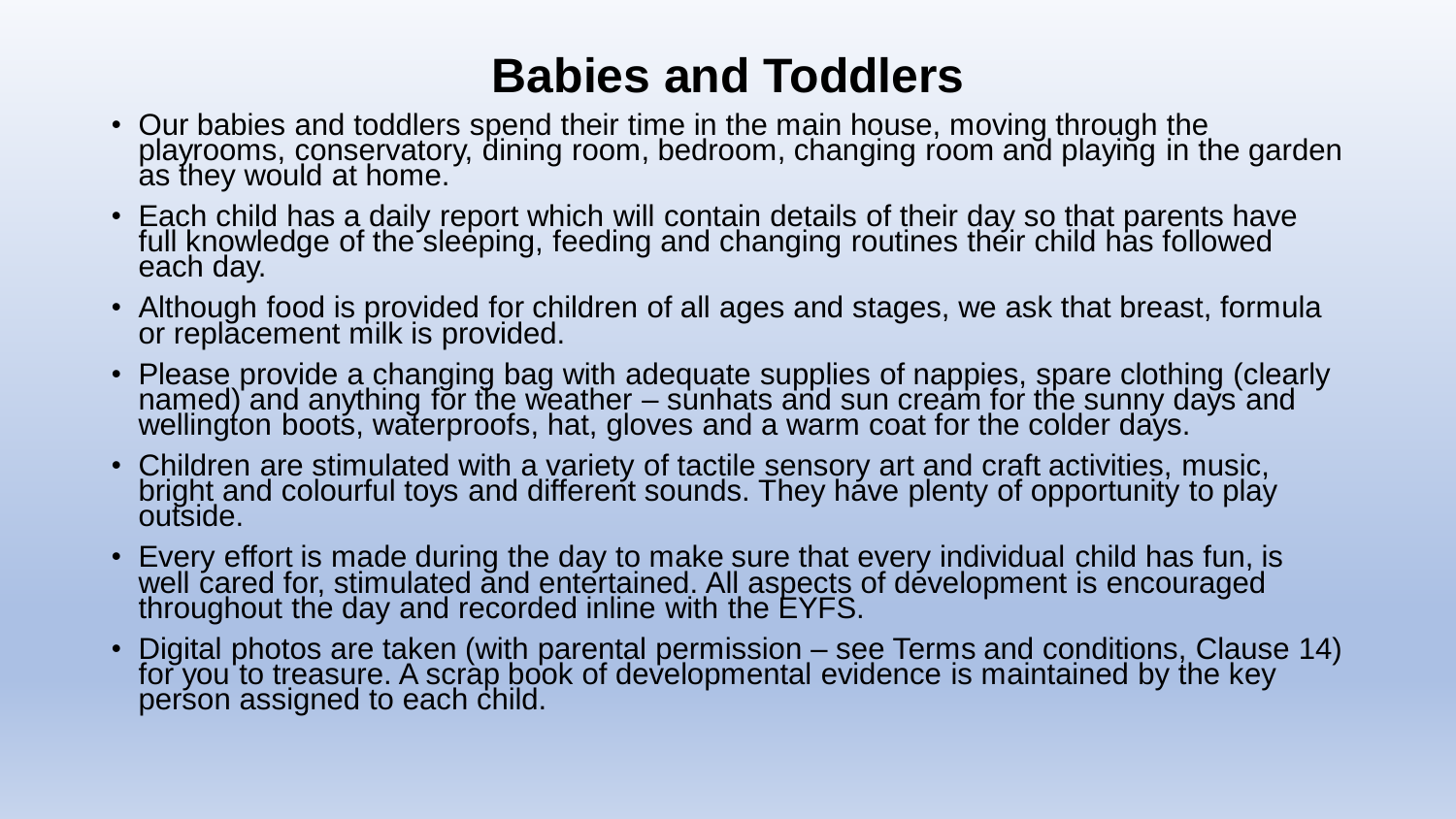# Babies and Toddlers

- Our babies and toddlers spend their time in the main house, moving through the playrooms, conservatory, dining room, bedroom, changing room and playing in the garden as they would at home.
- Each child has a daily report which will contain details of their day so that parents have full knowledge of the sleeping, feeding and changing routines their child has followed each day.
- Although food is provided for children of all ages and stages, we ask that breast, formula or replacement milk is provided.
- Please provide a changing bag with adequate supplies of nappies, spare clothing (clearly named) and anything for the weather – sunhats and sun cream for the sunny days and wellington boots, waterproofs, hat, gloves and a warm coat for the colder days.
- Children are stimulated with a variety of tactile sensory art and craft activities, music, bright and colourful toys and different sounds. They have plenty of opportunity to play outside.
- Every effort is made during the day to make sure that every individual child has fun, is well cared for, stimulated and entertained. All aspects of development is encouraged throughout the day and recorded inline with the EYFS.
- Digital photos are taken (with parental permission – see Terms and conditions, Clause 14) for you to treasure. A scrap book of developmental evidence is maintained by the key person assigned to each child.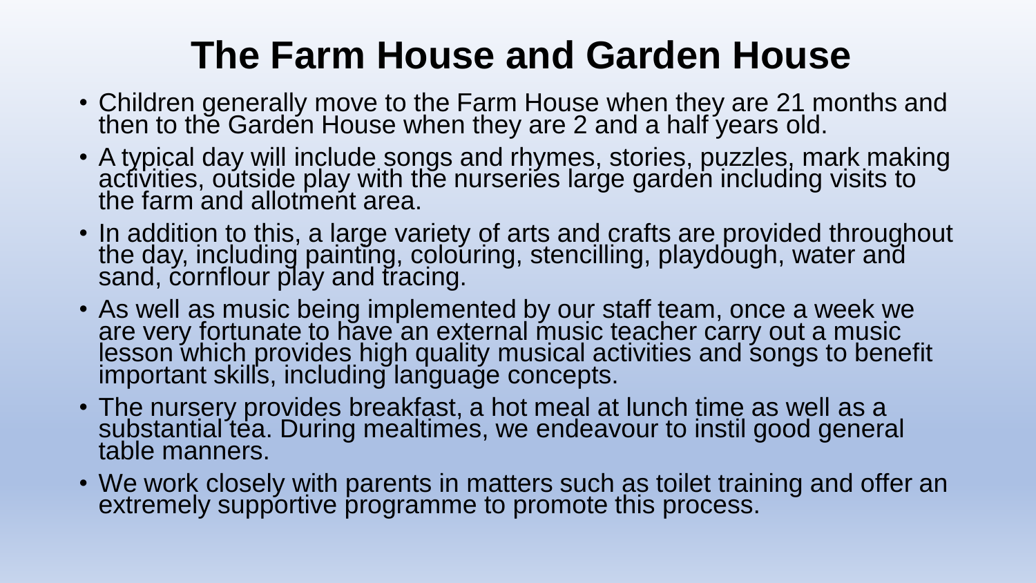# The Farm House and Garden House

- Children generally move to the Farm House when they are 21 months and then to the Garden House when they are 2 and a half years old.
- A typical day will include songs and rhymes, stories, puzzles, mark making activities, outside play with the nurseries large garden including visits to the farm and allotment area.
- In addition to this, a large variety of arts and crafts are provided throughout the day, including painting, colouring, stencilling, playdough, water and sand, cornflour play and tracing.
- As well as music being implemented by our staff team, once a week we are very fortunate to have an external music teacher carry out a music lesson which provides high quality musical activities and songs to benefit important skills, including language concepts.
- The nursery provides breakfast, a hot meal at lunch time as well as a substantial tea. During mealtimes, we endeavour to instil good general table manners.
- We work closely with parents in matters such as toilet training and offer an extremely supportive programme to promote this process.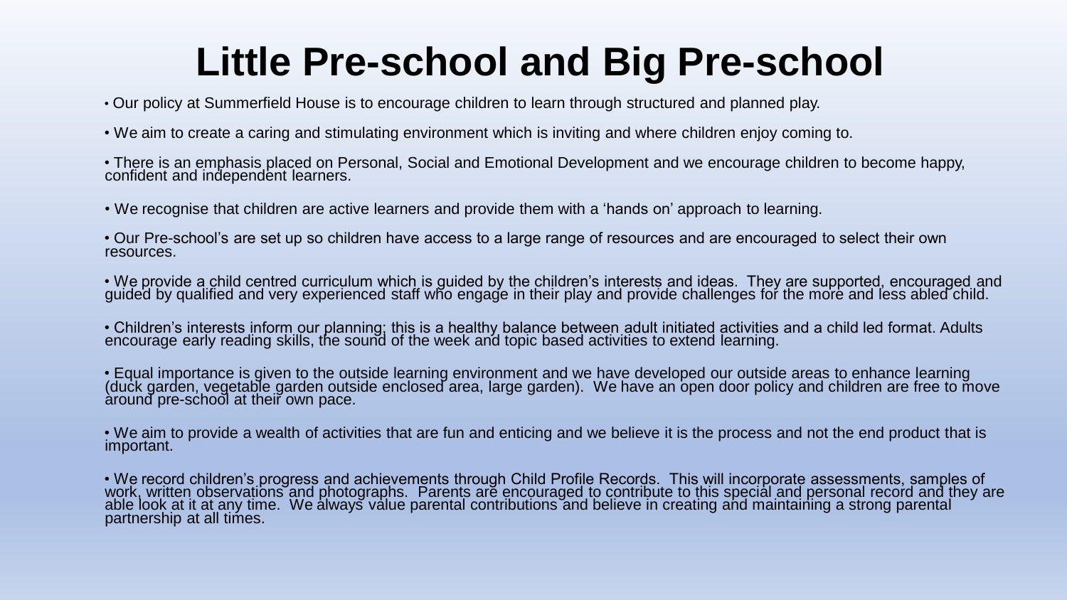# Little Pre-school and Big Pre-school

- Our policy at Summerfield House is to encourage children to learn through structured and planned play.
- We aim to create a caring and stimulating environment which is inviting and where children enjoy coming to.
- There is an emphasis placed on Personal, Social and Emotional Development and we encourage children to become happy, confident and independent learners.
- We recognise that children are active learners and provide them with a 'hands on' approach to learning.
- Our Pre-school's are set up so children have access to a large range of resources and are encouraged to select their own resources.
- We provide a child centred curriculum which is guided by the children's interests and ideas. They are supported, encouraged and guided by qualified and very experienced staff who engage in their play and provide challenges for the more and less abled child.
- Children's interests inform our planning; this is a healthy balance between adult initiated activities and a child led format. Adults encourage early reading skills, the sound of the week and topic based activities to extend learning.
- Equal importance is given to the outside learning environment and we have developed our outside areas to enhance learning (duck garden, vegetable garden outside enclosed area, large garden). We have an open door policy and children are free to move around pre-school at their own pace.
- We aim to provide a wealth of activities that are fun and enticing and we believe it is the process and not the end product that is important.
- We record children's progress and achievements through Child Profile Records. This will incorporate assessments, samples of work, written observations and photographs. Parents are encouraged to contribute to this special and personal record and they are able look at it at any time. We always value parental contributions and believe in creating and maintaining a strong parental partnership at all times.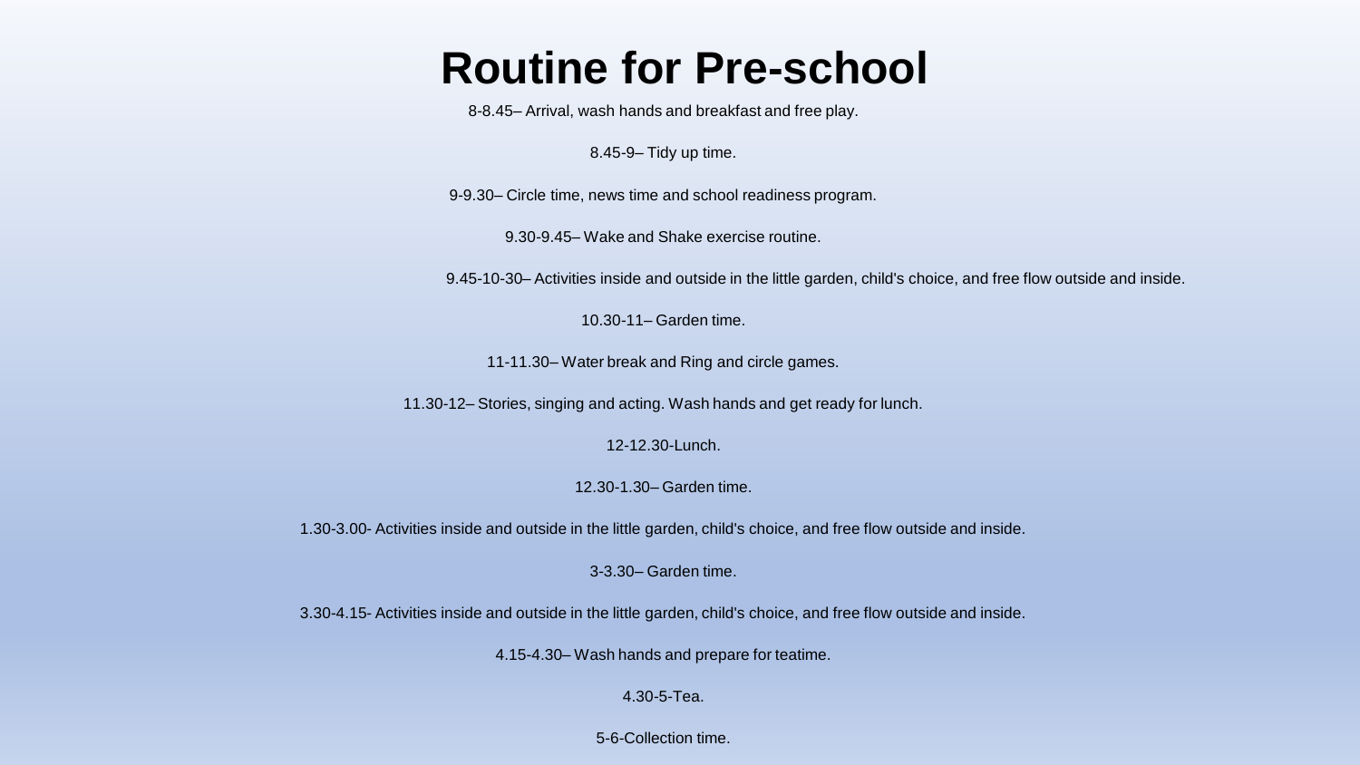# Routine for Pre-school

8-8.45– Arrival, wash hands and breakfast and free play.

8.45-9– Tidy up time.

9-9.30– Circle time, news time and school readiness program.

9.30-9.45– Wake and Shake exercise routine.

9.45-10-30– Activities inside and outside in the little garden, child's choice, and free flow outside and inside.

10.30-11– Garden time.

11-11.30– Water break and Ring and circle games.

11.30-12– Stories, singing and acting. Wash hands and get ready for lunch.

12-12.30-Lunch.

12.30-1.30– Garden time.

1.30-3.00- Activities inside and outside in the little garden, child's choice, and free flow outside and inside.

3-3.30– Garden time.

3.30-4.15- Activities inside and outside in the little garden, child's choice, and free flow outside and inside.

4.15-4.30– Wash hands and prepare for teatime.

4.30-5-Tea.

5-6-Collection time.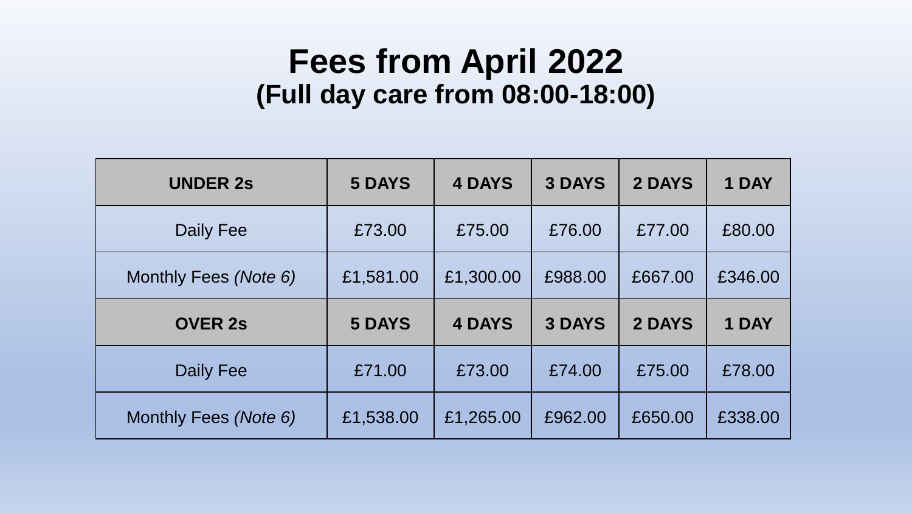# Fees from April 2022
## (Full day care from 08:00-18:00)

| UNDER 2s | 5 DAYS | 4 DAYS | 3 DAYS | 2 DAYS | 1 DAY |
|---|---|---|---|---|---|
| Daily Fee | £73.00 | £75.00 | £76.00 | £77.00 | £80.00 |
| Monthly Fees *(Note 6)* | £1,581.00 | £1,300.00 | £988.00 | £667.00 | £346.00 |
| **OVER 2s** | **5 DAYS** | **4 DAYS** | **3 DAYS** | **2 DAYS** | **1 DAY** |
| Daily Fee | £71.00 | £73.00 | £74.00 | £75.00 | £78.00 |
| Monthly Fees *(Note 6)* | £1,538.00 | £1,265.00 | £962.00 | £650.00 | £338.00 |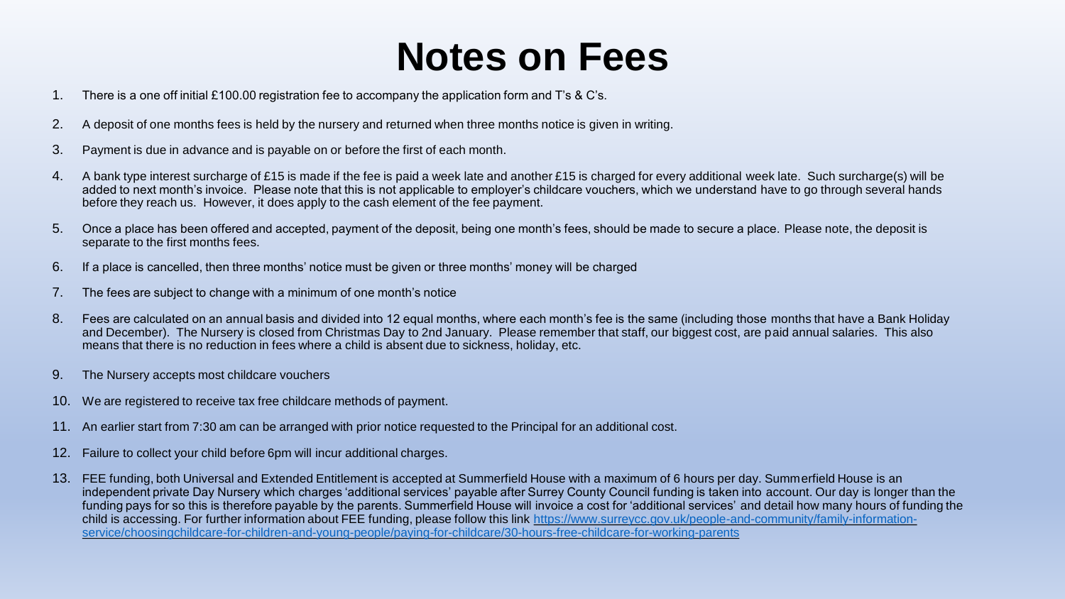# Notes on Fees

1. There is a one off initial £100.00 registration fee to accompany the application form and T's & C's.
2. A deposit of one months fees is held by the nursery and returned when three months notice is given in writing.
3. Payment is due in advance and is payable on or before the first of each month.
4. A bank type interest surcharge of £15 is made if the fee is paid a week late and another £15 is charged for every additional week late. Such surcharge(s) will be added to next month's invoice. Please note that this is not applicable to employer's childcare vouchers, which we understand have to go through several hands before they reach us. However, it does apply to the cash element of the fee payment.
5. Once a place has been offered and accepted, payment of the deposit, being one month's fees, should be made to secure a place. Please note, the deposit is separate to the first months fees.
6. If a place is cancelled, then three months' notice must be given or three months' money will be charged
7. The fees are subject to change with a minimum of one month's notice
8. Fees are calculated on an annual basis and divided into 12 equal months, where each month's fee is the same (including those months that have a Bank Holiday and December). The Nursery is closed from Christmas Day to 2nd January. Please remember that staff, our biggest cost, are paid annual salaries. This also means that there is no reduction in fees where a child is absent due to sickness, holiday, etc.
9. The Nursery accepts most childcare vouchers
10. We are registered to receive tax free childcare methods of payment.
11. An earlier start from 7:30 am can be arranged with prior notice requested to the Principal for an additional cost.
12. Failure to collect your child before 6pm will incur additional charges.
13. FEE funding, both Universal and Extended Entitlement is accepted at Summerfield House with a maximum of 6 hours per day. Summerfield House is an independent private Day Nursery which charges 'additional services' payable after Surrey County Council funding is taken into account. Our day is longer than the funding pays for so this is therefore payable by the parents. Summerfield House will invoice a cost for 'additional services' and detail how many hours of funding the child is accessing. For further information about FEE funding, please follow this link [https://www.surreycc.gov.uk/people-and-community/family-information-service/choosingchildcare-for-children-and-young-people/paying-for-childcare/30-hours-free-childcare-for-working-parents](https://www.surreycc.gov.uk/people-and-community/family-information-service/choosingchildcare-for-children-and-young-people/paying-for-childcare/30-hours-free-childcare-for-working-parents)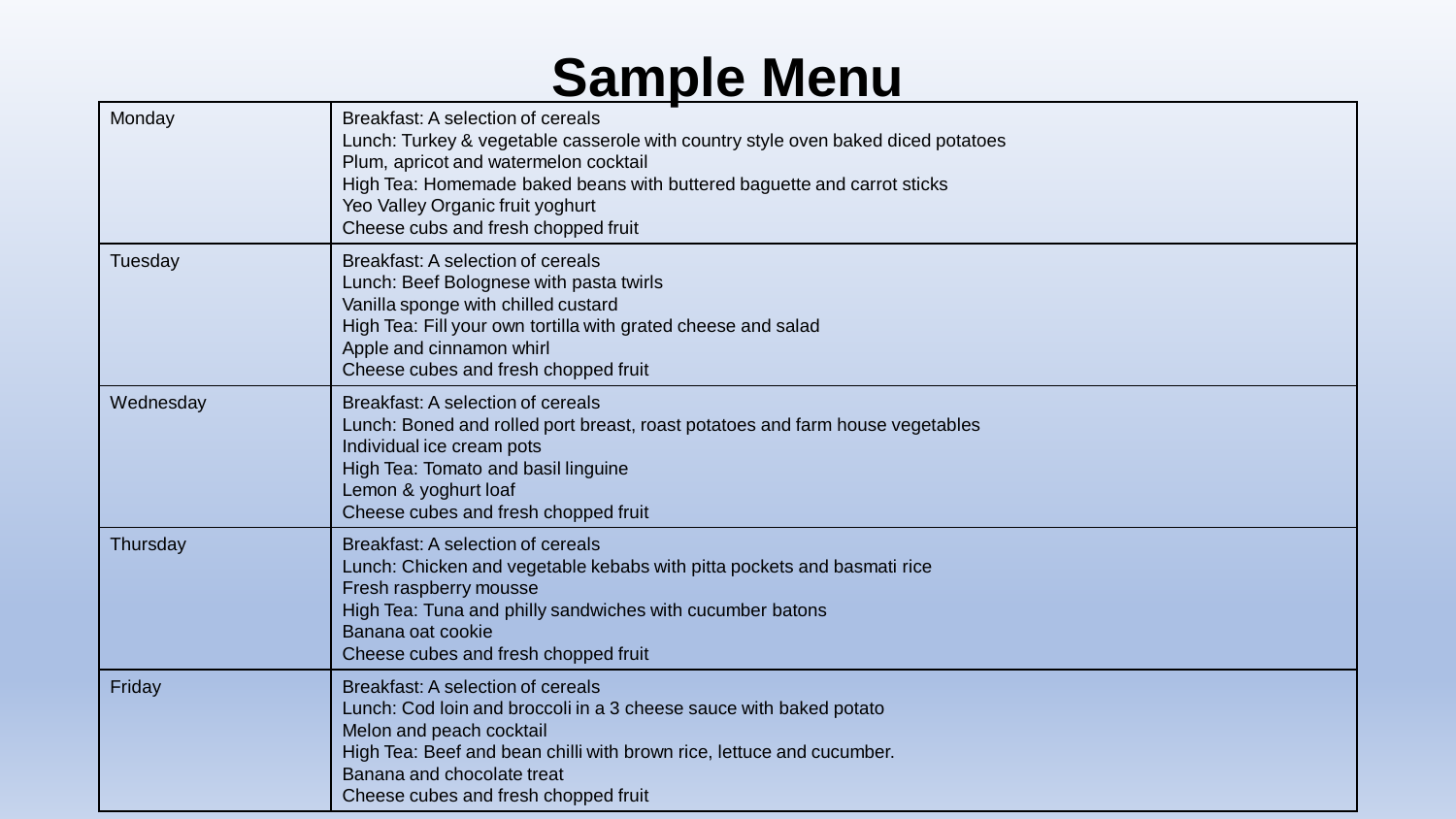# Sample Menu

| Day | Menu |
|---|---|
| Monday | Breakfast: A selection of cereals<br>Lunch: Turkey & vegetable casserole with country style oven baked diced potatoes<br>Plum, apricot and watermelon cocktail<br>High Tea: Homemade baked beans with buttered baguette and carrot sticks<br>Yeo Valley Organic fruit yoghurt<br>Cheese cubs and fresh chopped fruit |
| Tuesday | Breakfast: A selection of cereals<br>Lunch: Beef Bolognese with pasta twirls<br>Vanilla sponge with chilled custard<br>High Tea: Fill your own tortilla with grated cheese and salad<br>Apple and cinnamon whirl<br>Cheese cubes and fresh chopped fruit |
| Wednesday | Breakfast: A selection of cereals<br>Lunch: Boned and rolled port breast, roast potatoes and farm house vegetables<br>Individual ice cream pots<br>High Tea: Tomato and basil linguine<br>Lemon & yoghurt loaf<br>Cheese cubes and fresh chopped fruit |
| Thursday | Breakfast: A selection of cereals<br>Lunch: Chicken and vegetable kebabs with pitta pockets and basmati rice<br>Fresh raspberry mousse<br>High Tea: Tuna and philly sandwiches with cucumber batons<br>Banana oat cookie<br>Cheese cubes and fresh chopped fruit |
| Friday | Breakfast: A selection of cereals<br>Lunch: Cod loin and broccoli in a 3 cheese sauce with baked potato<br>Melon and peach cocktail<br>High Tea: Beef and bean chilli with brown rice, lettuce and cucumber.<br>Banana and chocolate treat<br>Cheese cubes and fresh chopped fruit |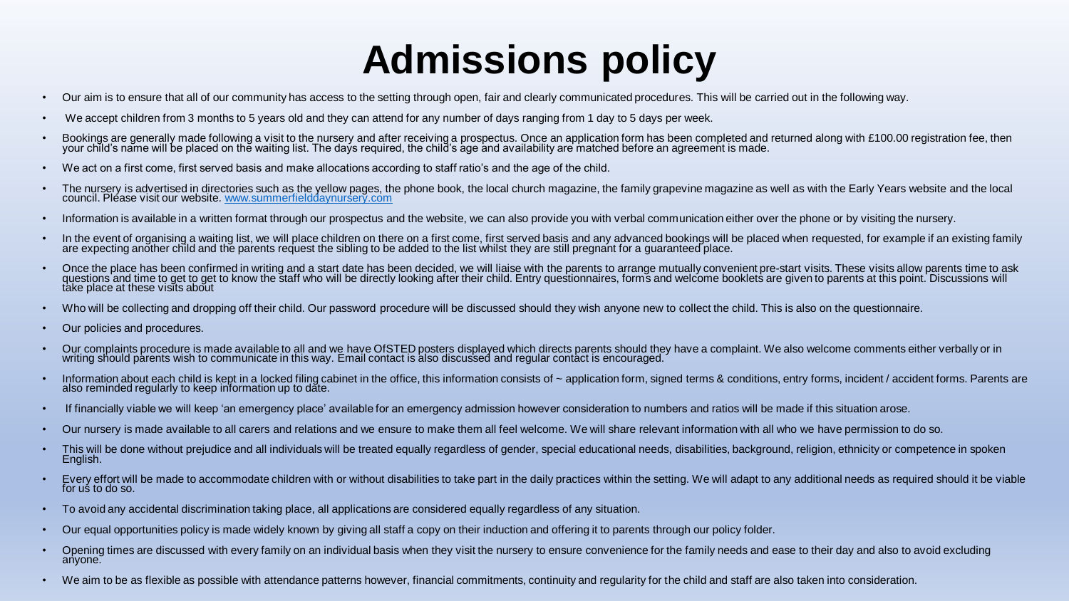# Admissions policy

- Our aim is to ensure that all of our community has access to the setting through open, fair and clearly communicated procedures. This will be carried out in the following way.
- We accept children from 3 months to 5 years old and they can attend for any number of days ranging from 1 day to 5 days per week.
- Bookings are generally made following a visit to the nursery and after receiving a prospectus. Once an application form has been completed and returned along with £100.00 registration fee, then your child's name will be placed on the waiting list. The days required, the child's age and availability are matched before an agreement is made.
- We act on a first come, first served basis and make allocations according to staff ratio's and the age of the child.
- The nursery is advertised in directories such as the yellow pages, the phone book, the local church magazine, the family grapevine magazine as well as with the Early Years website and the local council. Please visit our website. [www.summerfielddaynursery.com](http://www.summerfielddaynursery.com)
- Information is available in a written format through our prospectus and the website, we can also provide you with verbal communication either over the phone or by visiting the nursery.
- In the event of organising a waiting list, we will place children on there on a first come, first served basis and any advanced bookings will be placed when requested, for example if an existing family are expecting another child and the parents request the sibling to be added to the list whilst they are still pregnant for a guaranteed place.
- Once the place has been confirmed in writing and a start date has been decided, we will liaise with the parents to arrange mutually convenient pre-start visits. These visits allow parents time to ask questions and time to get to get to know the staff who will be directly looking after their child. Entry questionnaires, forms and welcome booklets are given to parents at this point. Discussions will take place at these visits about
- Who will be collecting and dropping off their child. Our password procedure will be discussed should they wish anyone new to collect the child. This is also on the questionnaire.
- Our policies and procedures.
- Our complaints procedure is made available to all and we have OfSTED posters displayed which directs parents should they have a complaint. We also welcome comments either verbally or in writing should parents wish to communicate in this way. Email contact is also discussed and regular contact is encouraged.
- Information about each child is kept in a locked filing cabinet in the office, this information consists of ~ application form, signed terms & conditions, entry forms, incident / accident forms. Parents are also reminded regularly to keep information up to date.
- If financially viable we will keep 'an emergency place' available for an emergency admission however consideration to numbers and ratios will be made if this situation arose.
- Our nursery is made available to all carers and relations and we ensure to make them all feel welcome. We will share relevant information with all who we have permission to do so.
- This will be done without prejudice and all individuals will be treated equally regardless of gender, special educational needs, disabilities, background, religion, ethnicity or competence in spoken English.
- Every effort will be made to accommodate children with or without disabilities to take part in the daily practices within the setting. We will adapt to any additional needs as required should it be viable for us to do so.
- To avoid any accidental discrimination taking place, all applications are considered equally regardless of any situation.
- Our equal opportunities policy is made widely known by giving all staff a copy on their induction and offering it to parents through our policy folder.
- Opening times are discussed with every family on an individual basis when they visit the nursery to ensure convenience for the family needs and ease to their day and also to avoid excluding anyone.
- We aim to be as flexible as possible with attendance patterns however, financial commitments, continuity and regularity for the child and staff are also taken into consideration.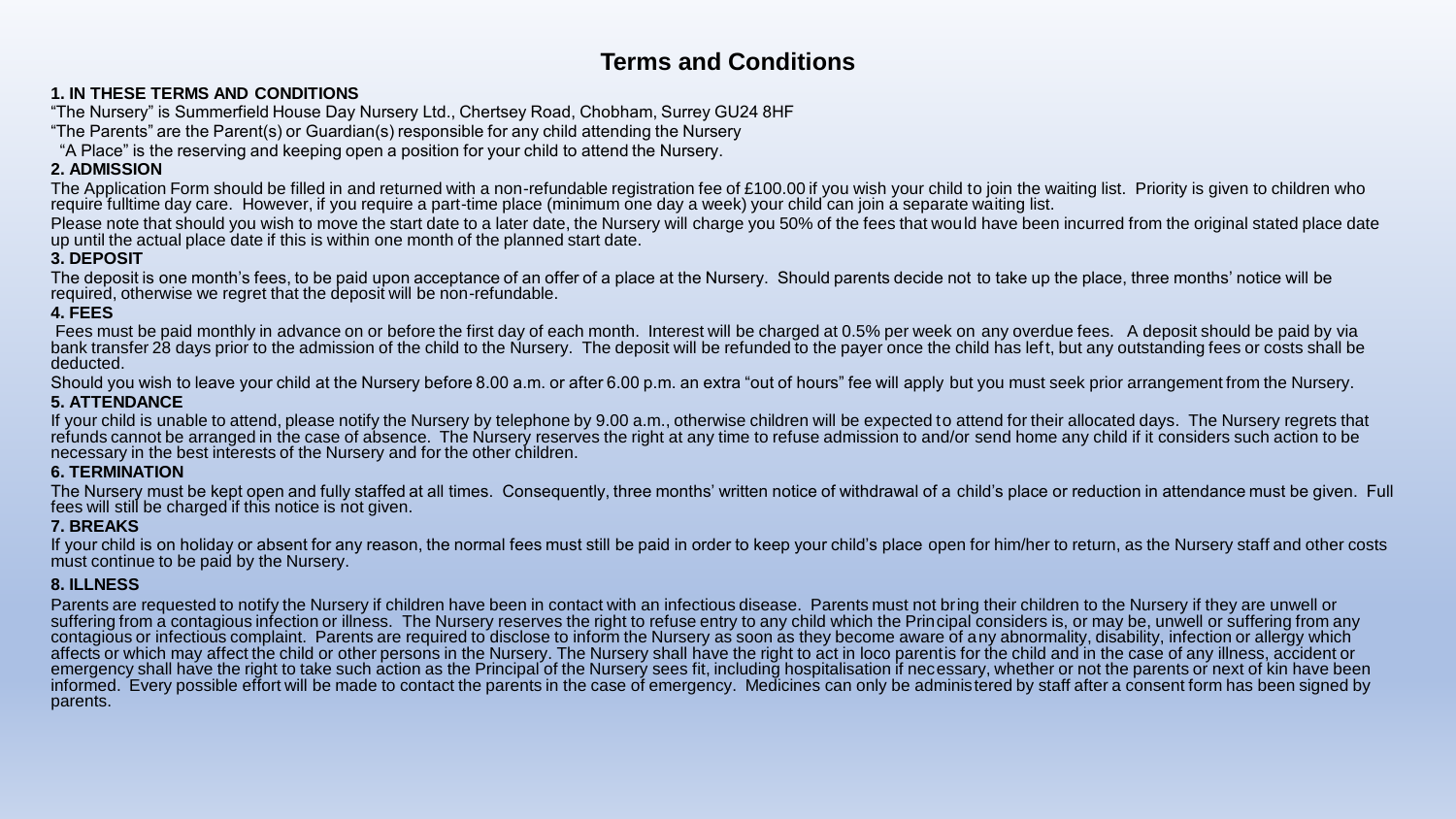# Terms and Conditions

**1. IN THESE TERMS AND CONDITIONS**

"The Nursery" is Summerfield House Day Nursery Ltd., Chertsey Road, Chobham, Surrey GU24 8HF

"The Parents" are the Parent(s) or Guardian(s) responsible for any child attending the Nursery

"A Place" is the reserving and keeping open a position for your child to attend the Nursery.

**2. ADMISSION**

The Application Form should be filled in and returned with a non-refundable registration fee of £100.00 if you wish your child to join the waiting list. Priority is given to children who require fulltime day care. However, if you require a part-time place (minimum one day a week) your child can join a separate waiting list.

Please note that should you wish to move the start date to a later date, the Nursery will charge you 50% of the fees that would have been incurred from the original stated place date up until the actual place date if this is within one month of the planned start date.

**3. DEPOSIT**

The deposit is one month's fees, to be paid upon acceptance of an offer of a place at the Nursery. Should parents decide not to take up the place, three months' notice will be required, otherwise we regret that the deposit will be non-refundable.

**4. FEES**

Fees must be paid monthly in advance on or before the first day of each month. Interest will be charged at 0.5% per week on any overdue fees. A deposit should be paid by via bank transfer 28 days prior to the admission of the child to the Nursery. The deposit will be refunded to the payer once the child has left, but any outstanding fees or costs shall be deducted.

Should you wish to leave your child at the Nursery before 8.00 a.m. or after 6.00 p.m. an extra "out of hours" fee will apply but you must seek prior arrangement from the Nursery.

**5. ATTENDANCE**

If your child is unable to attend, please notify the Nursery by telephone by 9.00 a.m., otherwise children will be expected to attend for their allocated days. The Nursery regrets that refunds cannot be arranged in the case of absence. The Nursery reserves the right at any time to refuse admission to and/or send home any child if it considers such action to be necessary in the best interests of the Nursery and for the other children.

**6. TERMINATION**

The Nursery must be kept open and fully staffed at all times. Consequently, three months' written notice of withdrawal of a child's place or reduction in attendance must be given. Full fees will still be charged if this notice is not given.

**7. BREAKS**

If your child is on holiday or absent for any reason, the normal fees must still be paid in order to keep your child's place open for him/her to return, as the Nursery staff and other costs must continue to be paid by the Nursery.

**8. ILLNESS**

Parents are requested to notify the Nursery if children have been in contact with an infectious disease. Parents must not bring their children to the Nursery if they are unwell or suffering from a contagious infection or illness. The Nursery reserves the right to refuse entry to any child which the Principal considers is, or may be, unwell or suffering from any contagious or infectious complaint. Parents are required to disclose to inform the Nursery as soon as they become aware of any abnormality, disability, infection or allergy which affects or which may affect the child or other persons in the Nursery. The Nursery shall have the right to act in loco parentis for the child and in the case of any illness, accident or emergency shall have the right to take such action as the Principal of the Nursery sees fit, including hospitalisation if necessary, whether or not the parents or next of kin have been informed. Every possible effort will be made to contact the parents in the case of emergency. Medicines can only be administered by staff after a consent form has been signed by parents.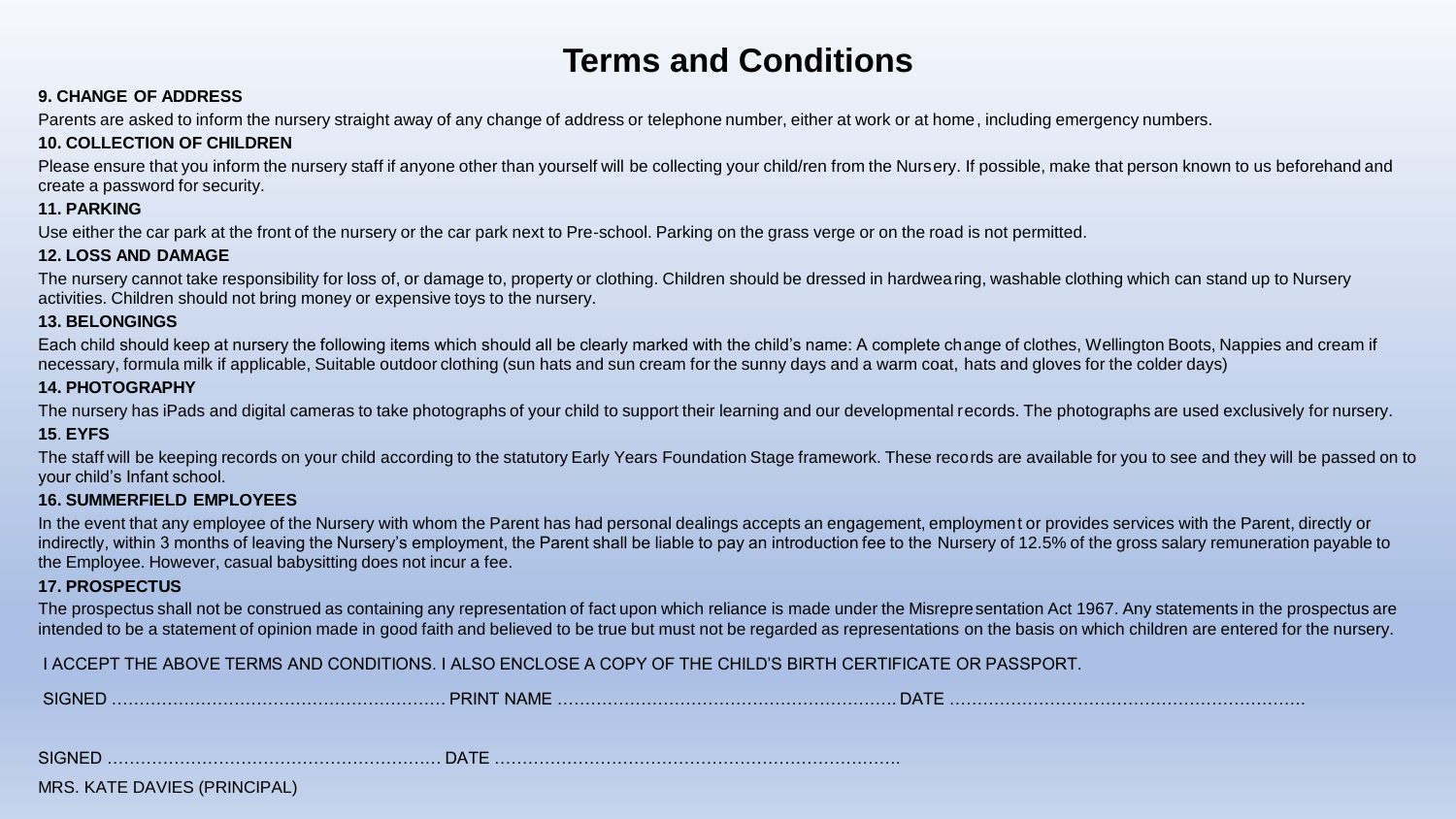# Terms and Conditions

**9. CHANGE OF ADDRESS**

Parents are asked to inform the nursery straight away of any change of address or telephone number, either at work or at home, including emergency numbers.

**10. COLLECTION OF CHILDREN**

Please ensure that you inform the nursery staff if anyone other than yourself will be collecting your child/ren from the Nursery. If possible, make that person known to us beforehand and create a password for security.

**11. PARKING**

Use either the car park at the front of the nursery or the car park next to Pre-school. Parking on the grass verge or on the road is not permitted.

**12. LOSS AND DAMAGE**

The nursery cannot take responsibility for loss of, or damage to, property or clothing. Children should be dressed in hardwearing, washable clothing which can stand up to Nursery activities. Children should not bring money or expensive toys to the nursery.

**13. BELONGINGS**

Each child should keep at nursery the following items which should all be clearly marked with the child's name: A complete change of clothes, Wellington Boots, Nappies and cream if necessary, formula milk if applicable, Suitable outdoor clothing (sun hats and sun cream for the sunny days and a warm coat, hats and gloves for the colder days)

**14. PHOTOGRAPHY**

The nursery has iPads and digital cameras to take photographs of your child to support their learning and our developmental records. The photographs are used exclusively for nursery.

**15. EYFS**

The staff will be keeping records on your child according to the statutory Early Years Foundation Stage framework. These records are available for you to see and they will be passed on to your child's Infant school.

**16. SUMMERFIELD EMPLOYEES**

In the event that any employee of the Nursery with whom the Parent has had personal dealings accepts an engagement, employment or provides services with the Parent, directly or indirectly, within 3 months of leaving the Nursery's employment, the Parent shall be liable to pay an introduction fee to the Nursery of 12.5% of the gross salary remuneration payable to the Employee. However, casual babysitting does not incur a fee.

**17. PROSPECTUS**

The prospectus shall not be construed as containing any representation of fact upon which reliance is made under the Misrepresentation Act 1967. Any statements in the prospectus are intended to be a statement of opinion made in good faith and believed to be true but must not be regarded as representations on the basis on which children are entered for the nursery.

I ACCEPT THE ABOVE TERMS AND CONDITIONS. I ALSO ENCLOSE A COPY OF THE CHILD'S BIRTH CERTIFICATE OR PASSPORT.

SIGNED ……………………………………………………. PRINT NAME ……………………………………………………. DATE ……………………………………………………….

SIGNED ……………………………………………………. DATE ……………………………………………………………….

MRS. KATE DAVIES (PRINCIPAL)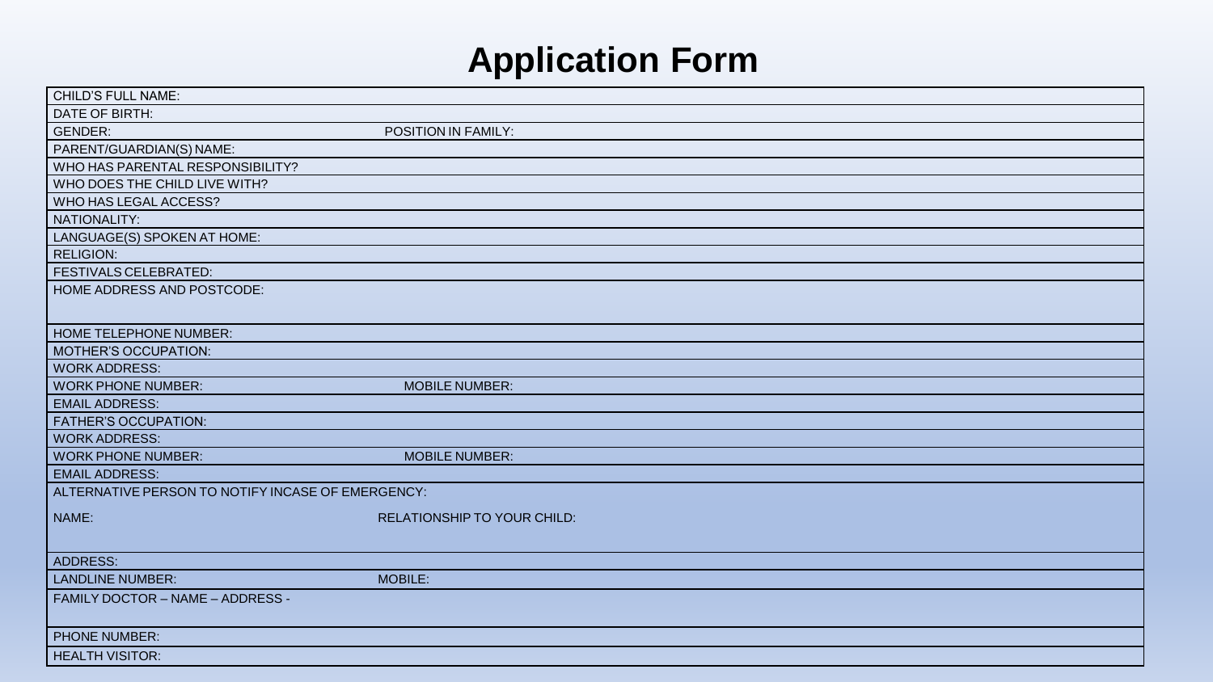# Application Form

| | |
|---|---|
| CHILD'S FULL NAME: | |
| DATE OF BIRTH: | |
| GENDER: | POSITION IN FAMILY: |
| PARENT/GUARDIAN(S) NAME: | |
| WHO HAS PARENTAL RESPONSIBILITY? | |
| WHO DOES THE CHILD LIVE WITH? | |
| WHO HAS LEGAL ACCESS? | |
| NATIONALITY: | |
| LANGUAGE(S) SPOKEN AT HOME: | |
| RELIGION: | |
| FESTIVALS CELEBRATED: | |
| HOME ADDRESS AND POSTCODE: | |
| HOME TELEPHONE NUMBER: | |
| MOTHER'S OCCUPATION: | |
| WORK ADDRESS: | |
| WORK PHONE NUMBER: | MOBILE NUMBER: |
| EMAIL ADDRESS: | |
| FATHER'S OCCUPATION: | |
| WORK ADDRESS: | |
| WORK PHONE NUMBER: | MOBILE NUMBER: |
| EMAIL ADDRESS: | |
| ALTERNATIVE PERSON TO NOTIFY INCASE OF EMERGENCY: | |
| NAME: | RELATIONSHIP TO YOUR CHILD: |
| ADDRESS: | |
| LANDLINE NUMBER: | MOBILE: |
| FAMILY DOCTOR – NAME – ADDRESS - | |
| PHONE NUMBER: | |
| HEALTH VISITOR: | |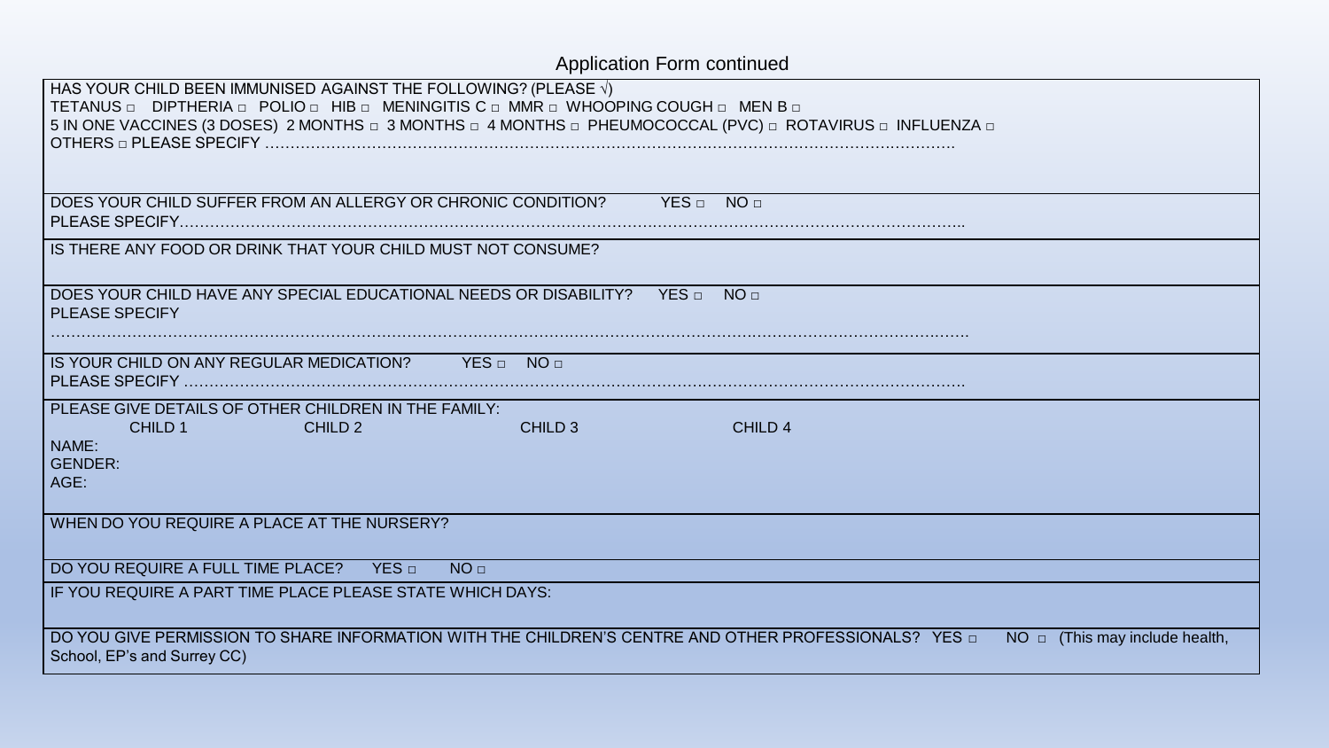## Application Form continued

HAS YOUR CHILD BEEN IMMUNISED AGAINST THE FOLLOWING? (PLEASE √)

TETANUS □ DIPTHERIA □ POLIO □ HIB □ MENINGITIS C □ MMR □ WHOOPING COUGH □ MEN B □

5 IN ONE VACCINES (3 DOSES) 2 MONTHS □ 3 MONTHS □ 4 MONTHS □ PHEUMOCOCCAL (PVC) □ ROTAVIRUS □ INFLUENZA □

OTHERS □ PLEASE SPECIFY ……………………………………………………………………………………………………………………

DOES YOUR CHILD SUFFER FROM AN ALLERGY OR CHRONIC CONDITION? YES □ NO □

PLEASE SPECIFY………………………………………………………………………………………………………………………………..

IS THERE ANY FOOD OR DRINK THAT YOUR CHILD MUST NOT CONSUME?

DOES YOUR CHILD HAVE ANY SPECIAL EDUCATIONAL NEEDS OR DISABILITY? YES □ NO □

PLEASE SPECIFY

……………………………………………………………………………………………………………………………………………………

IS YOUR CHILD ON ANY REGULAR MEDICATION? YES □ NO □

PLEASE SPECIFY ………………………………………………………………………………………………………………………………

PLEASE GIVE DETAILS OF OTHER CHILDREN IN THE FAMILY:

| | CHILD 1 | CHILD 2 | CHILD 3 | CHILD 4 |
|---|---|---|---|---|
| NAME: | | | | |
| GENDER: | | | | |
| AGE: | | | | |

WHEN DO YOU REQUIRE A PLACE AT THE NURSERY?

DO YOU REQUIRE A FULL TIME PLACE? YES □ NO □

IF YOU REQUIRE A PART TIME PLACE PLEASE STATE WHICH DAYS:

DO YOU GIVE PERMISSION TO SHARE INFORMATION WITH THE CHILDREN'S CENTRE AND OTHER PROFESSIONALS? YES □ NO □ (This may include health, School, EP's and Surrey CC)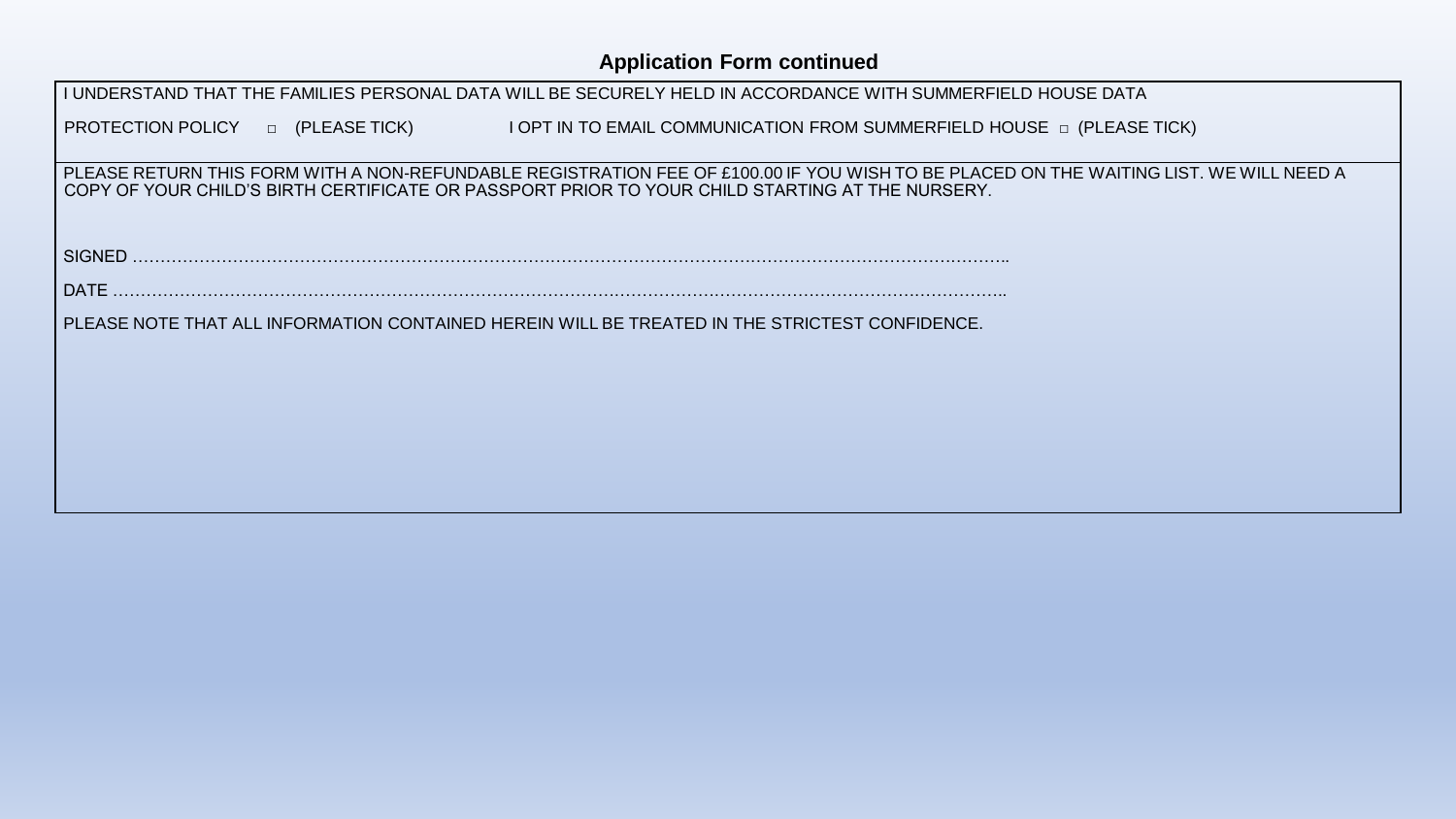## Application Form continued

I UNDERSTAND THAT THE FAMILIES PERSONAL DATA WILL BE SECURELY HELD IN ACCORDANCE WITH SUMMERFIELD HOUSE DATA PROTECTION POLICY □ (PLEASE TICK) I OPT IN TO EMAIL COMMUNICATION FROM SUMMERFIELD HOUSE □ (PLEASE TICK)

PLEASE RETURN THIS FORM WITH A NON-REFUNDABLE REGISTRATION FEE OF £100.00 IF YOU WISH TO BE PLACED ON THE WAITING LIST. WE WILL NEED A COPY OF YOUR CHILD'S BIRTH CERTIFICATE OR PASSPORT PRIOR TO YOUR CHILD STARTING AT THE NURSERY.

SIGNED ……………………………………………………………………………………………………………………………………..

DATE ………………………………………………………………………………………………………………………………………..

PLEASE NOTE THAT ALL INFORMATION CONTAINED HEREIN WILL BE TREATED IN THE STRICTEST CONFIDENCE.